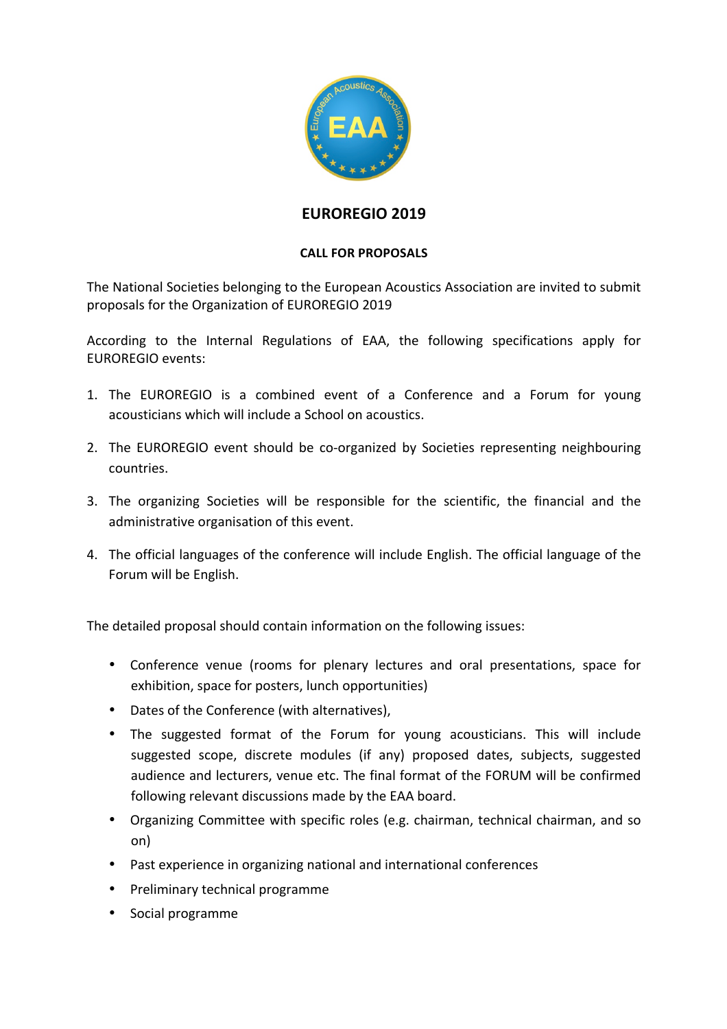# EUROREGIO 2019

## CALL FOR PROPOSALS

The National Societies belonging to the European Acoustics Association are invited to submit proposals for the Organization of EUROREGIO 2019

According to the Internal Regulations of EAA, the following specifications apply for EUROREGIO events:

1. The EUROREGIO is a combined event of a Conference and a Forum for young acousticians which will include a School on acoustics.
2. The EUROREGIO event should be co-organized by Societies representing neighbouring countries.
3. The organizing Societies will be responsible for the scientific, the financial and the administrative organisation of this event.
4. The official languages of the conference will include English. The official language of the Forum will be English.

The detailed proposal should contain information on the following issues:

- Conference venue (rooms for plenary lectures and oral presentations, space for exhibition, space for posters, lunch opportunities)
- Dates of the Conference (with alternatives),
- The suggested format of the Forum for young acousticians. This will include suggested scope, discrete modules (if any) proposed dates, subjects, suggested audience and lecturers, venue etc. The final format of the FORUM will be confirmed following relevant discussions made by the EAA board.
- Organizing Committee with specific roles (e.g. chairman, technical chairman, and so on)
- Past experience in organizing national and international conferences
- Preliminary technical programme
- Social programme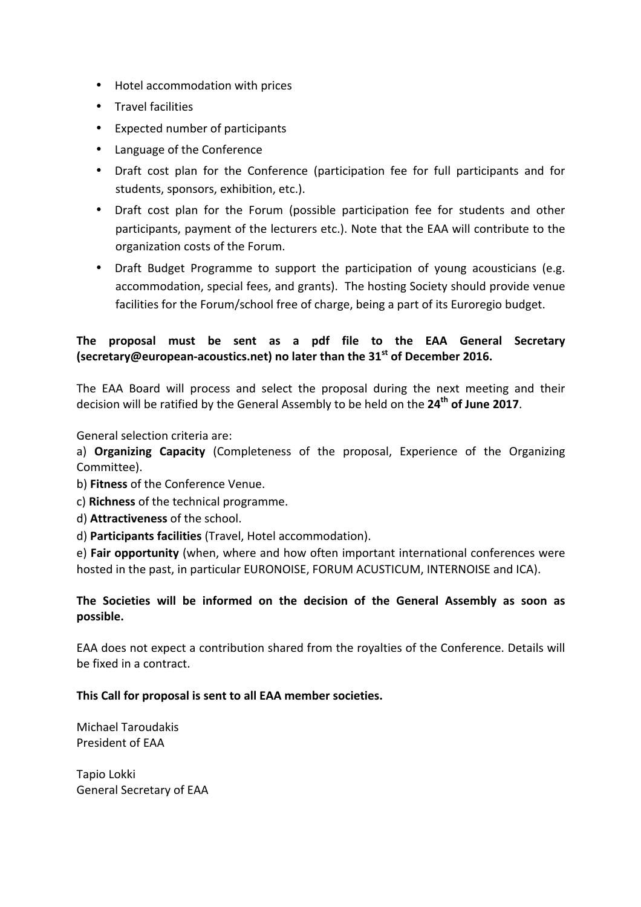- Hotel accommodation with prices
- Travel facilities
- Expected number of participants
- Language of the Conference
- Draft cost plan for the Conference (participation fee for full participants and for students, sponsors, exhibition, etc.).
- Draft cost plan for the Forum (possible participation fee for students and other participants, payment of the lecturers etc.). Note that the EAA will contribute to the organization costs of the Forum.
- Draft Budget Programme to support the participation of young acousticians (e.g. accommodation, special fees, and grants). The hosting Society should provide venue facilities for the Forum/school free of charge, being a part of its Euroregio budget.

**The proposal must be sent as a pdf file to the EAA General Secretary (secretary@european-acoustics.net) no later than the 31st of December 2016.**

The EAA Board will process and select the proposal during the next meeting and their decision will be ratified by the General Assembly to be held on the **24th of June 2017**.

General selection criteria are:

a) **Organizing Capacity** (Completeness of the proposal, Experience of the Organizing Committee).

b) **Fitness** of the Conference Venue.

c) **Richness** of the technical programme.

d) **Attractiveness** of the school.

d) **Participants facilities** (Travel, Hotel accommodation).

e) **Fair opportunity** (when, where and how often important international conferences were hosted in the past, in particular EURONOISE, FORUM ACUSTICUM, INTERNOISE and ICA).

**The Societies will be informed on the decision of the General Assembly as soon as possible.**

EAA does not expect a contribution shared from the royalties of the Conference. Details will be fixed in a contract.

**This Call for proposal is sent to all EAA member societies.**

Michael Taroudakis
President of EAA

Tapio Lokki
General Secretary of EAA